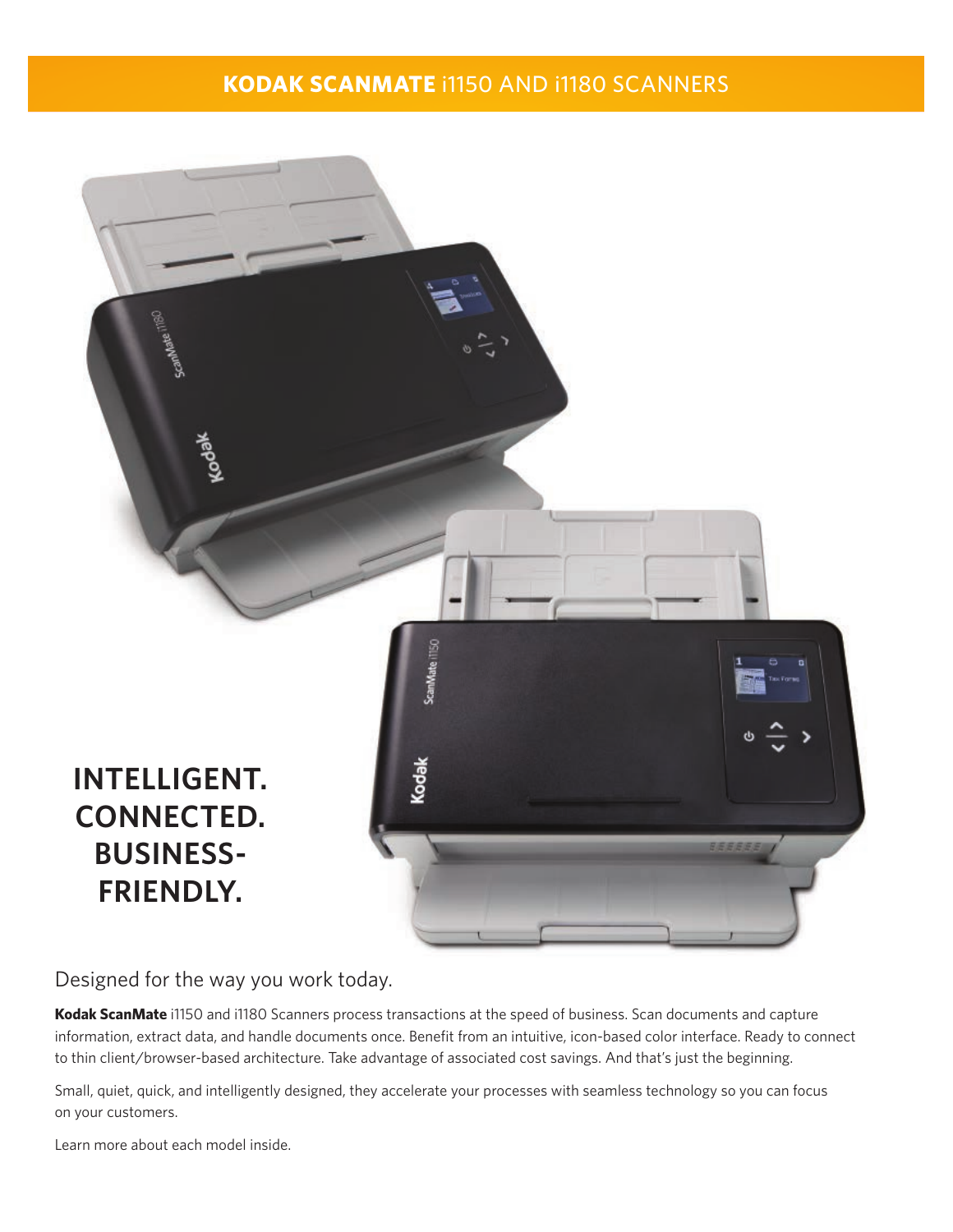# KODAK SCANMATE i1150 AND i1180 SCANNERS

## INTELLIGENT. CONNECTED. BUSINESS-FRIENDLY.

Designed for the way you work today.

**Kodak ScanMate** i1150 and i1180 Scanners process transactions at the speed of business. Scan documents and capture information, extract data, and handle documents once. Benefit from an intuitive, icon-based color interface. Ready to connect to thin client/browser-based architecture. Take advantage of associated cost savings. And that's just the beginning.

Small, quiet, quick, and intelligently designed, they accelerate your processes with seamless technology so you can focus on your customers.

Learn more about each model inside.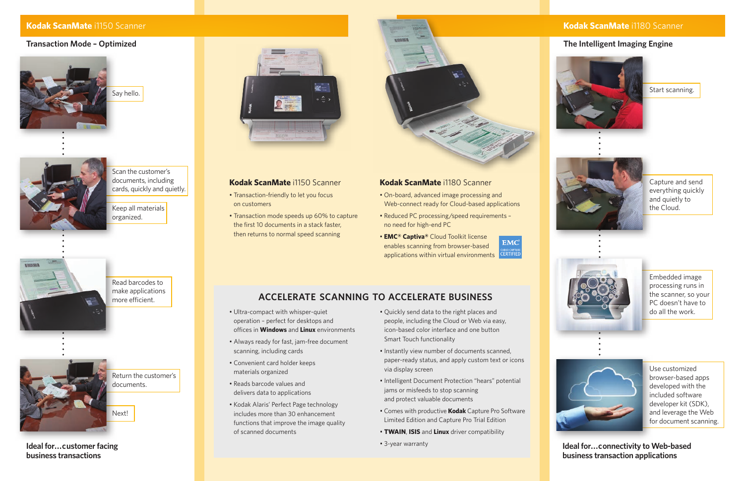## **Kodak ScanMate** i1150 Scanner

### Transaction Mode – Optimized

Say hello.

Scan the customer's documents, including cards, quickly and quietly.

Keep all materials organized.

Read barcodes to make applications more efficient.

Return the customer's documents.

Next!

**Ideal for…customer facing business transactions**

### **Kodak ScanMate** i1150 Scanner

- Transaction-friendly to let you focus on customers
- Transaction mode speeds up 60% to capture the first 10 documents in a stack faster, then returns to normal speed scanning

### **Kodak ScanMate** i1180 Scanner

- On-board, advanced image processing and Web-connect ready for Cloud-based applications
- Reduced PC processing/speed requirements – no need for high-end PC
- **EMC® Captiva®** Cloud Toolkit license enables scanning from browser-based applications within virtual environments

EMC² CLOUD CAPTURE CERTIFIED

## ACCELERATE SCANNING TO ACCELERATE BUSINESS

- Ultra-compact with whisper-quiet operation – perfect for desktops and offices in **Windows** and **Linux** environments
- Always ready for fast, jam-free document scanning, including cards
- Convenient card holder keeps materials organized
- Reads barcode values and delivers data to applications
- Kodak Alaris' Perfect Page technology includes more than 30 enhancement functions that improve the image quality of scanned documents
- Quickly send data to the right places and people, including the Cloud or Web via easy, icon-based color interface and one button Smart Touch functionality
- Instantly view number of documents scanned, paper-ready status, and apply custom text or icons via display screen
- Intelligent Document Protection "hears" potential jams or misfeeds to stop scanning and protect valuable documents
- Comes with productive **Kodak** Capture Pro Software Limited Edition and Capture Pro Trial Edition
- **TWAIN**, **ISIS** and **Linux** driver compatibility
- 3-year warranty

## **Kodak ScanMate** i1180 Scanner

### The Intelligent Imaging Engine

Start scanning.

Capture and send everything quickly and quietly to the Cloud.

Embedded image processing runs in the scanner, so your PC doesn't have to do all the work.

Use customized browser-based apps developed with the included software developer kit (SDK), and leverage the Web for document scanning.

**Ideal for…connectivity to Web-based business transaction applications**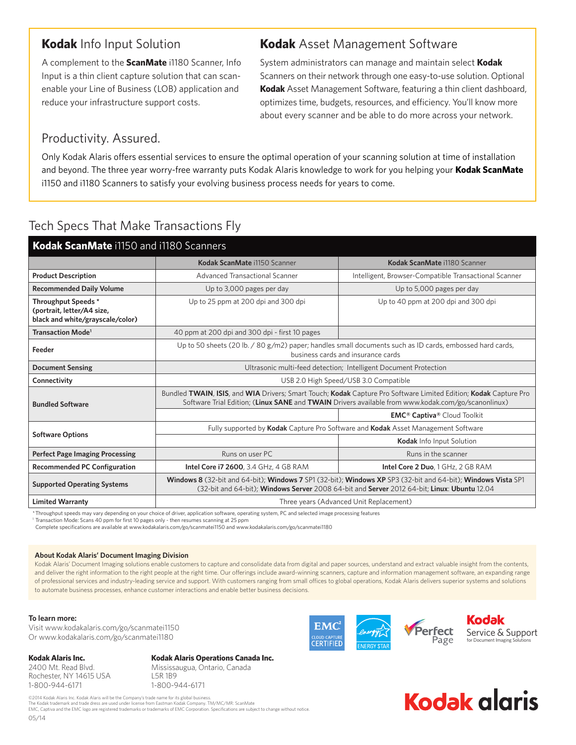## **Kodak** Info Input Solution

A complement to the **ScanMate** i1180 Scanner, Info Input is a thin client capture solution that can scan-enable your Line of Business (LOB) application and reduce your infrastructure support costs.

## **Kodak** Asset Management Software

System administrators can manage and maintain select **Kodak** Scanners on their network through one easy-to-use solution. Optional **Kodak** Asset Management Software, featuring a thin client dashboard, optimizes time, budgets, resources, and efficiency. You'll know more about every scanner and be able to do more across your network.

## Productivity. Assured.

Only Kodak Alaris offers essential services to ensure the optimal operation of your scanning solution at time of installation and beyond. The three year worry-free warranty puts Kodak Alaris knowledge to work for you helping your **Kodak ScanMate** i1150 and i1180 Scanners to satisfy your evolving business process needs for years to come.

# Tech Specs That Make Transactions Fly

### **Kodak ScanMate** i1150 and i1180 Scanners

| | **Kodak ScanMate** i1150 Scanner | **Kodak ScanMate** i1180 Scanner |
|---|---|---|
| **Product Description** | Advanced Transactional Scanner | Intelligent, Browser-Compatible Transactional Scanner |
| **Recommended Daily Volume** | Up to 3,000 pages per day | Up to 5,000 pages per day |
| **Throughput Speeds * (portrait, letter/A4 size, black and white/grayscale/color)** | Up to 25 ppm at 200 dpi and 300 dpi | Up to 40 ppm at 200 dpi and 300 dpi |
| **Transaction Mode**[1] | 40 ppm at 200 dpi and 300 dpi - first 10 pages | |
| **Feeder** | Up to 50 sheets (20 lb. / 80 g/m2) paper; handles small documents such as ID cards, embossed hard cards, business cards and insurance cards | |
| **Document Sensing** | Ultrasonic multi-feed detection; Intelligent Document Protection | |
| **Connectivity** | USB 2.0 High Speed/USB 3.0 Compatible | |
| **Bundled Software** | Bundled **TWAIN**, **ISIS**, and **WIA** Drivers; Smart Touch; **Kodak** Capture Pro Software Limited Edition; **Kodak** Capture Pro Software Trial Edition; (**Linux SANE** and **TWAIN** Drivers available from www.kodak.com/go/scanonlinux) | |
| | | **EMC® Captiva®** Cloud Toolkit |
| **Software Options** | Fully supported by **Kodak** Capture Pro Software and **Kodak** Asset Management Software | |
| | | **Kodak** Info Input Solution |
| **Perfect Page Imaging Processing** | Runs on user PC | Runs in the scanner |
| **Recommended PC Configuration** | **Intel Core i7 2600**, 3.4 GHz, 4 GB RAM | **Intel Core 2 Duo**, 1 GHz, 2 GB RAM |
| **Supported Operating Systems** | **Windows 8** (32-bit and 64-bit); **Windows 7** SP1 (32-bit); **Windows XP** SP3 (32-bit and 64-bit); **Windows Vista** SP1 (32-bit and 64-bit); **Windows Server** 2008 64-bit and **Server** 2012 64-bit; **Linux**: **Ubuntu** 12.04 | |
| **Limited Warranty** | Three years (Advanced Unit Replacement) | |

* Throughput speeds may vary depending on your choice of driver, application software, operating system, PC and selected image processing features

[1] Transaction Mode: Scans 40 ppm for first 10 pages only - then resumes scanning at 25 ppm

Complete specifications are available at www.kodakalaris.com/go/scanmatei1150 and www.kodakalaris.com/go/scanmatei1180

**About Kodak Alaris' Document Imaging Division**

Kodak Alaris' Document Imaging solutions enable customers to capture and consolidate data from digital and paper sources, understand and extract valuable insight from the contents, and deliver the right information to the right people at the right time. Our offerings include award-winning scanners, capture and information management software, an expanding range of professional services and industry-leading service and support. With customers ranging from small offices to global operations, Kodak Alaris delivers superior systems and solutions to automate business processes, enhance customer interactions and enable better business decisions.

**To learn more:**
Visit www.kodakalaris.com/go/scanmatei1150
Or www.kodakalaris.com/go/scanmatei1180

EMC² CLOUD CAPTURE CERTIFIED

ENERGY STAR

Perfect Page

Kodak Service & Support for Document Imaging Solutions

**Kodak Alaris Inc.**
2400 Mt. Read Blvd.
Rochester, NY 14615 USA
1-800-944-6171

**Kodak Alaris Operations Canada Inc.**
Mississaugua, Ontario, Canada
L5R 1B9
1-800-944-6171

Kodak alaris

©2014 Kodak Alaris Inc. Kodak Alaris will be the Company's trade name for its global business.
The Kodak trademark and trade dress are used under license from Eastman Kodak Company. TM/MC/MR: ScanMate
EMC, Captiva and the EMC logo are registered trademarks or trademarks of EMC Corporation. Specifications are subject to change without notice.

05/14